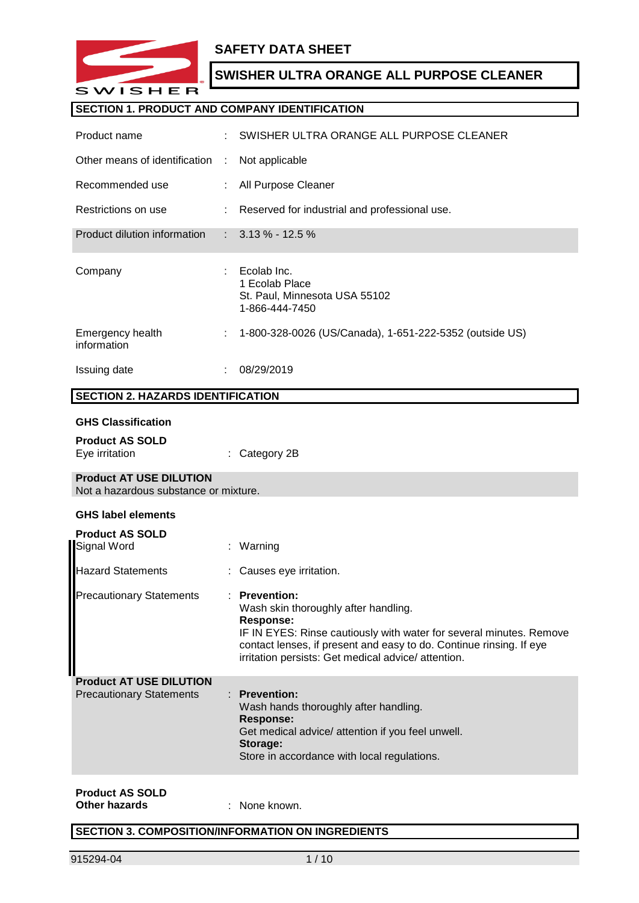# SAFETY DATA SHEET

## SWISHER ULTRA ORANGE ALL PURPOSE CLEANER

## SECTION 1. PRODUCT AND COMPANY IDENTIFICATION

| | | |
|---|---|---|
| Product name | : | SWISHER ULTRA ORANGE ALL PURPOSE CLEANER |
| Other means of identification | : | Not applicable |
| Recommended use | : | All Purpose Cleaner |
| Restrictions on use | : | Reserved for industrial and professional use. |
| Product dilution information | : | 3.13 % - 12.5 % |
| Company | : | Ecolab Inc.<br>1 Ecolab Place<br>St. Paul, Minnesota USA 55102<br>1-866-444-7450 |
| Emergency health information | : | 1-800-328-0026 (US/Canada), 1-651-222-5352 (outside US) |
| Issuing date | : | 08/29/2019 |

## SECTION 2. HAZARDS IDENTIFICATION

### GHS Classification

**Product AS SOLD**

Eye irritation : Category 2B

**Product AT USE DILUTION**

Not a hazardous substance or mixture.

### GHS label elements

**Product AS SOLD**

Signal Word : Warning

Hazard Statements : Causes eye irritation.

Precautionary Statements :

**Prevention:**
Wash skin thoroughly after handling.
**Response:**
IF IN EYES: Rinse cautiously with water for several minutes. Remove contact lenses, if present and easy to do. Continue rinsing. If eye irritation persists: Get medical advice/ attention.

**Product AT USE DILUTION**

Precautionary Statements :

**Prevention:**
Wash hands thoroughly after handling.
**Response:**
Get medical advice/ attention if you feel unwell.
**Storage:**
Store in accordance with local regulations.

**Product AS SOLD**
**Other hazards** : None known.

## SECTION 3. COMPOSITION/INFORMATION ON INGREDIENTS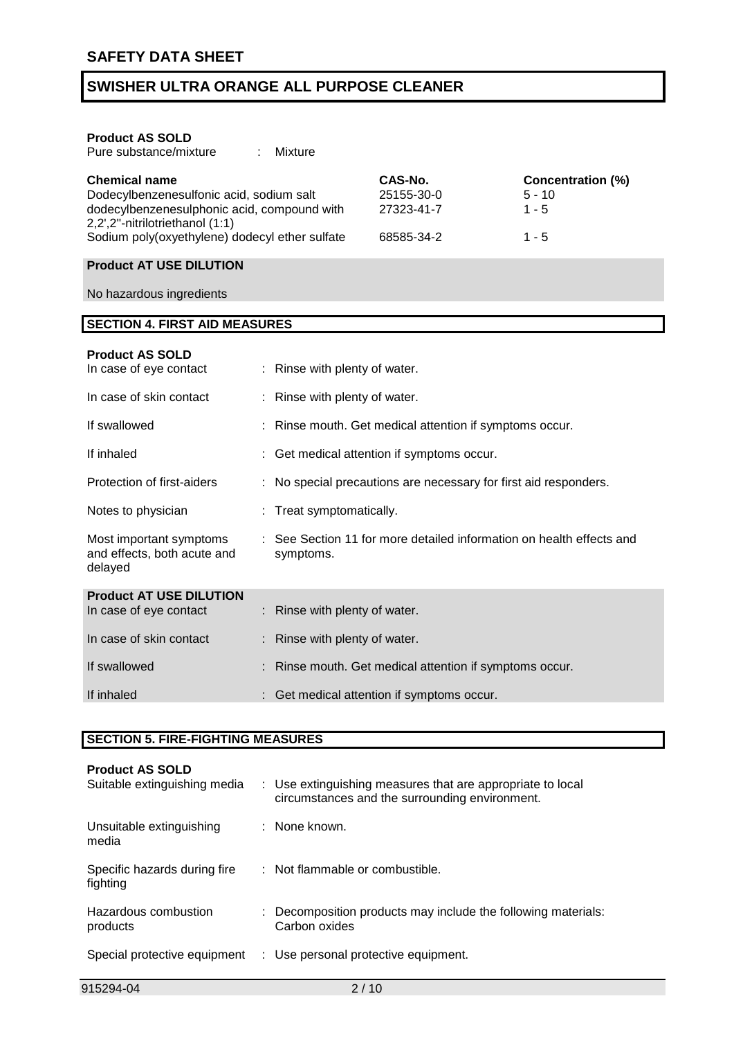**Product AS SOLD**

Pure substance/mixture : Mixture

| Chemical name | CAS-No. | Concentration (%) |
| --- | --- | --- |
| Dodecylbenzenesulfonic acid, sodium salt | 25155-30-0 | 5 - 10 |
| dodecylbenzenesulphonic acid, compound with 2,2',2''-nitrilotriethanol (1:1) | 27323-41-7 | 1 - 5 |
| Sodium poly(oxyethylene) dodecyl ether sulfate | 68585-34-2 | 1 - 5 |

**Product AT USE DILUTION**

No hazardous ingredients

## SECTION 4. FIRST AID MEASURES

**Product AS SOLD**

In case of eye contact : Rinse with plenty of water.

In case of skin contact : Rinse with plenty of water.

If swallowed : Rinse mouth. Get medical attention if symptoms occur.

If inhaled : Get medical attention if symptoms occur.

Protection of first-aiders : No special precautions are necessary for first aid responders.

Notes to physician : Treat symptomatically.

Most important symptoms and effects, both acute and delayed : See Section 11 for more detailed information on health effects and symptoms.

**Product AT USE DILUTION**

In case of eye contact : Rinse with plenty of water.

In case of skin contact : Rinse with plenty of water.

If swallowed : Rinse mouth. Get medical attention if symptoms occur.

If inhaled : Get medical attention if symptoms occur.

## SECTION 5. FIRE-FIGHTING MEASURES

**Product AS SOLD**

Suitable extinguishing media : Use extinguishing measures that are appropriate to local circumstances and the surrounding environment.

Unsuitable extinguishing media : None known.

Specific hazards during fire fighting : Not flammable or combustible.

Hazardous combustion products : Decomposition products may include the following materials: Carbon oxides

Special protective equipment : Use personal protective equipment.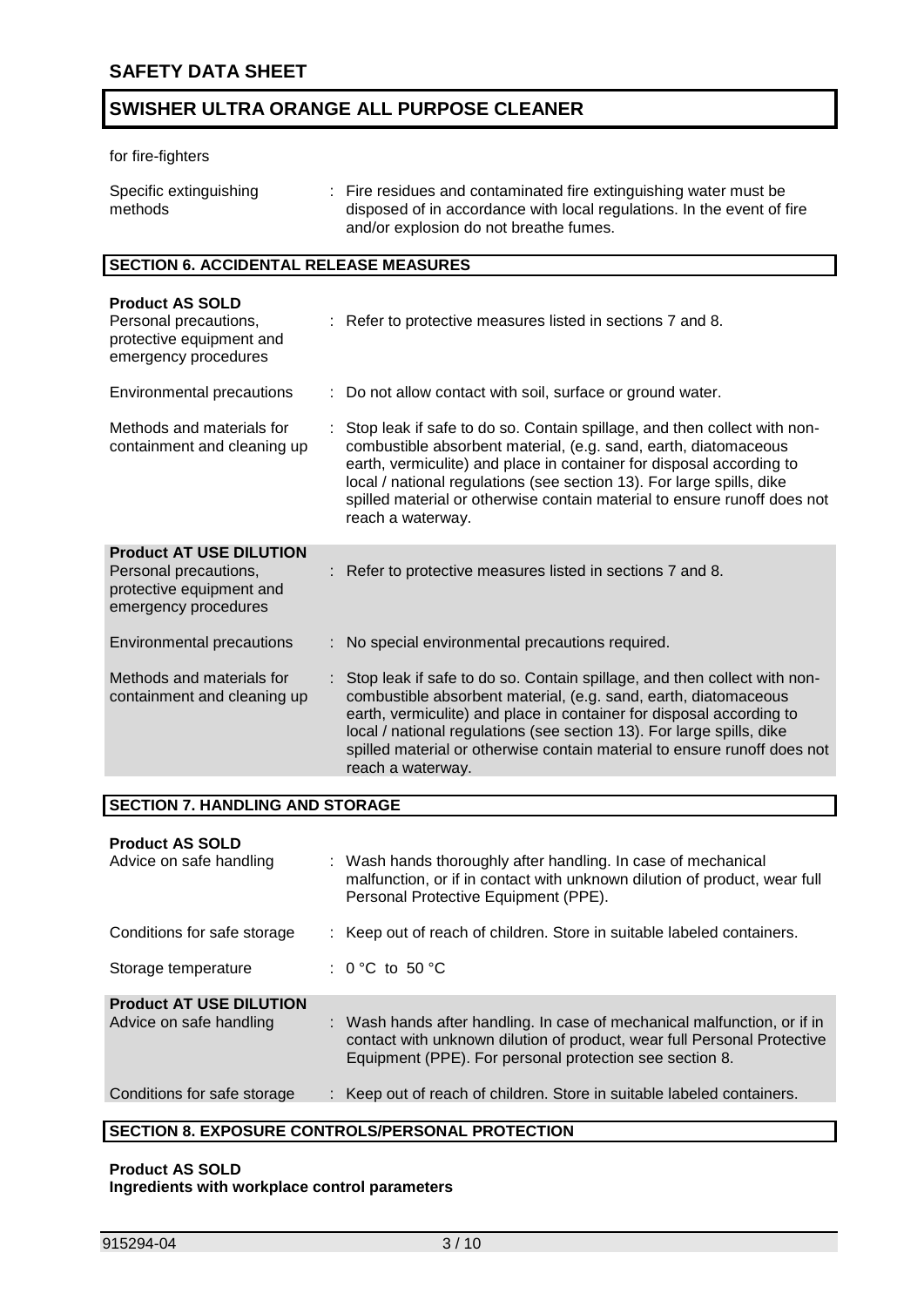for fire-fighters

| | |
|---|---|
| Specific extinguishing methods | : Fire residues and contaminated fire extinguishing water must be disposed of in accordance with local regulations. In the event of fire and/or explosion do not breathe fumes. |

## SECTION 6. ACCIDENTAL RELEASE MEASURES

**Product AS SOLD**

| | |
|---|---|
| Personal precautions, protective equipment and emergency procedures | : Refer to protective measures listed in sections 7 and 8. |
| Environmental precautions | : Do not allow contact with soil, surface or ground water. |
| Methods and materials for containment and cleaning up | : Stop leak if safe to do so. Contain spillage, and then collect with non-combustible absorbent material, (e.g. sand, earth, diatomaceous earth, vermiculite) and place in container for disposal according to local / national regulations (see section 13). For large spills, dike spilled material or otherwise contain material to ensure runoff does not reach a waterway. |

**Product AT USE DILUTION**

| | |
|---|---|
| Personal precautions, protective equipment and emergency procedures | : Refer to protective measures listed in sections 7 and 8. |
| Environmental precautions | : No special environmental precautions required. |
| Methods and materials for containment and cleaning up | : Stop leak if safe to do so. Contain spillage, and then collect with non-combustible absorbent material, (e.g. sand, earth, diatomaceous earth, vermiculite) and place in container for disposal according to local / national regulations (see section 13). For large spills, dike spilled material or otherwise contain material to ensure runoff does not reach a waterway. |

## SECTION 7. HANDLING AND STORAGE

**Product AS SOLD**

| | |
|---|---|
| Advice on safe handling | : Wash hands thoroughly after handling. In case of mechanical malfunction, or if in contact with unknown dilution of product, wear full Personal Protective Equipment (PPE). |
| Conditions for safe storage | : Keep out of reach of children. Store in suitable labeled containers. |
| Storage temperature | : 0 °C to 50 °C |

**Product AT USE DILUTION**

| | |
|---|---|
| Advice on safe handling | : Wash hands after handling. In case of mechanical malfunction, or if in contact with unknown dilution of product, wear full Personal Protective Equipment (PPE). For personal protection see section 8. |
| Conditions for safe storage | : Keep out of reach of children. Store in suitable labeled containers. |

## SECTION 8. EXPOSURE CONTROLS/PERSONAL PROTECTION

**Product AS SOLD**
**Ingredients with workplace control parameters**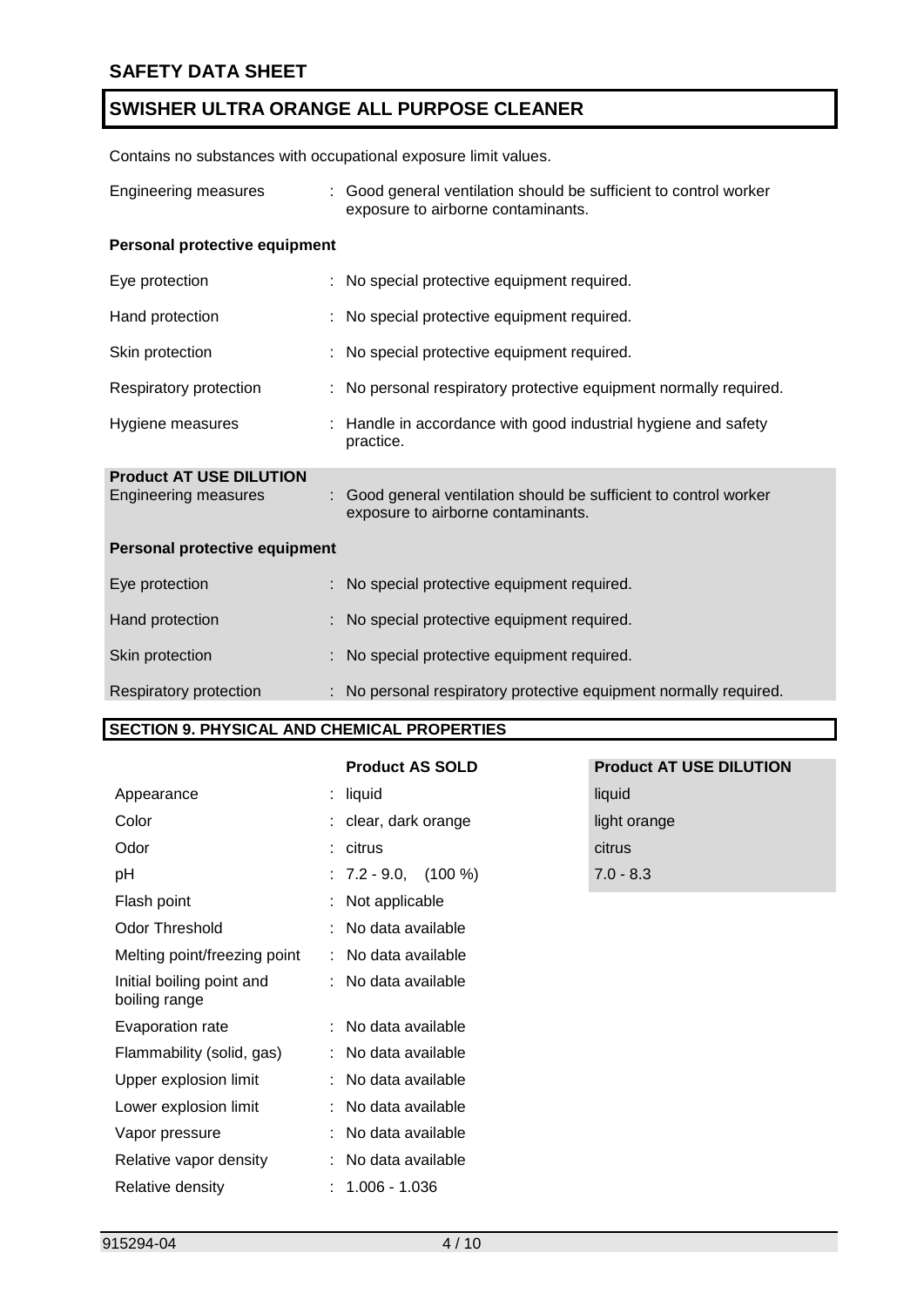Contains no substances with occupational exposure limit values.

| | |
|---|---|
| Engineering measures | : Good general ventilation should be sufficient to control worker exposure to airborne contaminants. |

**Personal protective equipment**

| | |
|---|---|
| Eye protection | : No special protective equipment required. |
| Hand protection | : No special protective equipment required. |
| Skin protection | : No special protective equipment required. |
| Respiratory protection | : No personal respiratory protective equipment normally required. |
| Hygiene measures | : Handle in accordance with good industrial hygiene and safety practice. |

**Product AT USE DILUTION**

| | |
|---|---|
| Engineering measures | : Good general ventilation should be sufficient to control worker exposure to airborne contaminants. |

**Personal protective equipment**

| | |
|---|---|
| Eye protection | : No special protective equipment required. |
| Hand protection | : No special protective equipment required. |
| Skin protection | : No special protective equipment required. |
| Respiratory protection | : No personal respiratory protective equipment normally required. |

## SECTION 9. PHYSICAL AND CHEMICAL PROPERTIES

| | Product AS SOLD | Product AT USE DILUTION |
|---|---|---|
| Appearance | : liquid | liquid |
| Color | : clear, dark orange | light orange |
| Odor | : citrus | citrus |
| pH | : 7.2 - 9.0, (100 %) | 7.0 - 8.3 |
| Flash point | : Not applicable | |
| Odor Threshold | : No data available | |
| Melting point/freezing point | : No data available | |
| Initial boiling point and boiling range | : No data available | |
| Evaporation rate | : No data available | |
| Flammability (solid, gas) | : No data available | |
| Upper explosion limit | : No data available | |
| Lower explosion limit | : No data available | |
| Vapor pressure | : No data available | |
| Relative vapor density | : No data available | |
| Relative density | : 1.006 - 1.036 | |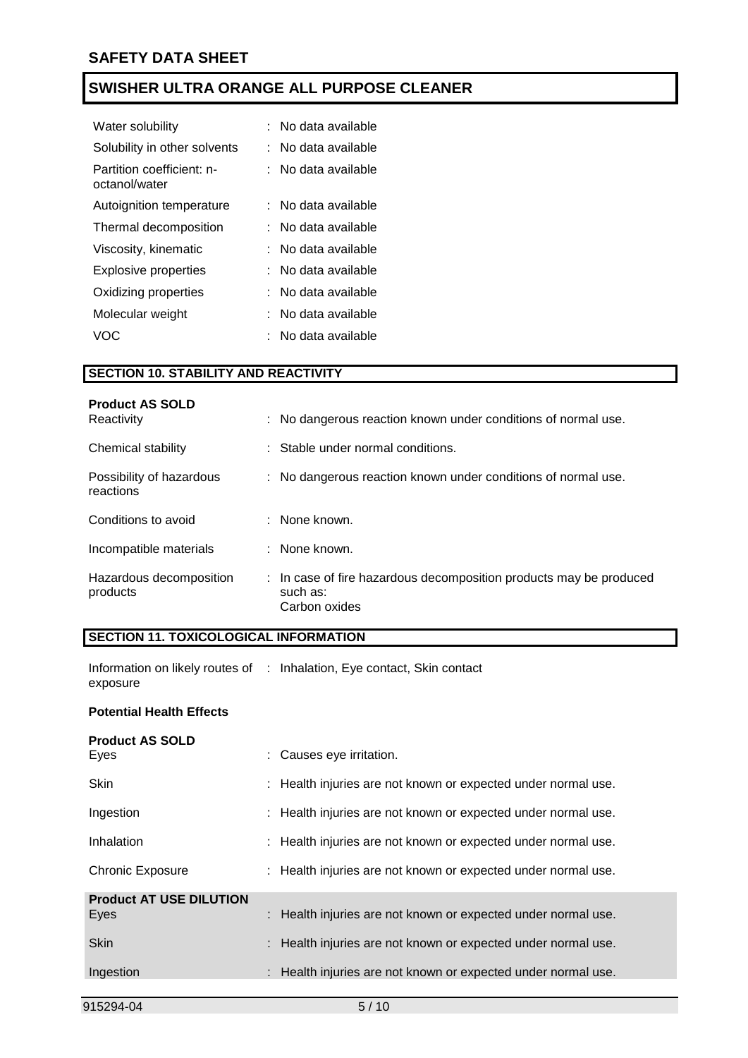| | |
|---|---|
| Water solubility | : No data available |
| Solubility in other solvents | : No data available |
| Partition coefficient: n-octanol/water | : No data available |
| Autoignition temperature | : No data available |
| Thermal decomposition | : No data available |
| Viscosity, kinematic | : No data available |
| Explosive properties | : No data available |
| Oxidizing properties | : No data available |
| Molecular weight | : No data available |
| VOC | : No data available |

## SECTION 10. STABILITY AND REACTIVITY

**Product AS SOLD**

| | |
|---|---|
| Reactivity | : No dangerous reaction known under conditions of normal use. |
| Chemical stability | : Stable under normal conditions. |
| Possibility of hazardous reactions | : No dangerous reaction known under conditions of normal use. |
| Conditions to avoid | : None known. |
| Incompatible materials | : None known. |
| Hazardous decomposition products | : In case of fire hazardous decomposition products may be produced such as: Carbon oxides |

## SECTION 11. TOXICOLOGICAL INFORMATION

Information on likely routes of exposure : Inhalation, Eye contact, Skin contact

**Potential Health Effects**

**Product AS SOLD**

| | |
|---|---|
| Eyes | : Causes eye irritation. |
| Skin | : Health injuries are not known or expected under normal use. |
| Ingestion | : Health injuries are not known or expected under normal use. |
| Inhalation | : Health injuries are not known or expected under normal use. |
| Chronic Exposure | : Health injuries are not known or expected under normal use. |

**Product AT USE DILUTION**

| | |
|---|---|
| Eyes | : Health injuries are not known or expected under normal use. |
| Skin | : Health injuries are not known or expected under normal use. |
| Ingestion | : Health injuries are not known or expected under normal use. |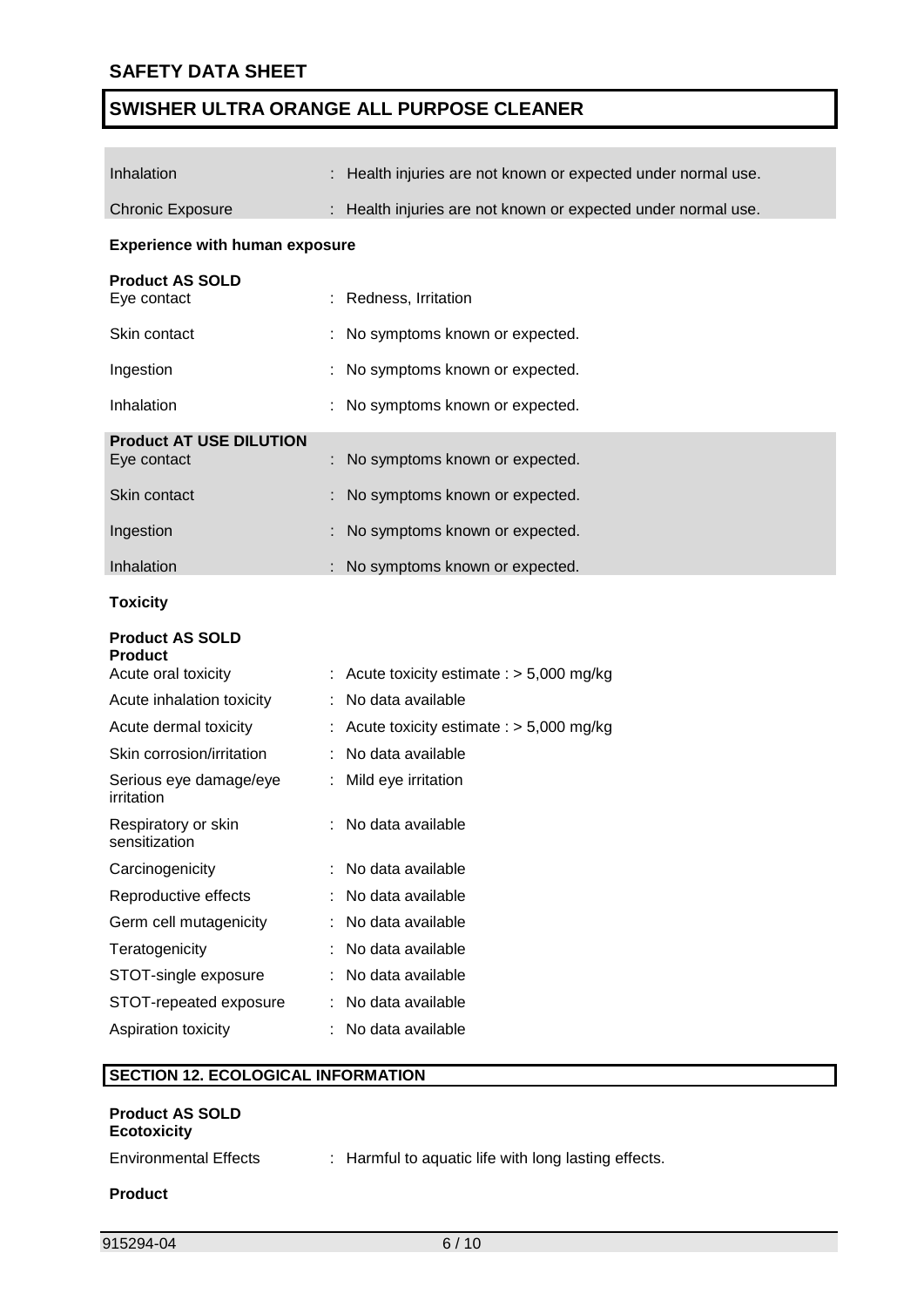| | |
|---|---|
| Inhalation | : Health injuries are not known or expected under normal use. |
| Chronic Exposure | : Health injuries are not known or expected under normal use. |

**Experience with human exposure**

**Product AS SOLD**

| | |
|---|---|
| Eye contact | : Redness, Irritation |
| Skin contact | : No symptoms known or expected. |
| Ingestion | : No symptoms known or expected. |
| Inhalation | : No symptoms known or expected. |

**Product AT USE DILUTION**

| | |
|---|---|
| Eye contact | : No symptoms known or expected. |
| Skin contact | : No symptoms known or expected. |
| Ingestion | : No symptoms known or expected. |
| Inhalation | : No symptoms known or expected. |

**Toxicity**

**Product AS SOLD**
**Product**

| | |
|---|---|
| Acute oral toxicity | : Acute toxicity estimate : > 5,000 mg/kg |
| Acute inhalation toxicity | : No data available |
| Acute dermal toxicity | : Acute toxicity estimate : > 5,000 mg/kg |
| Skin corrosion/irritation | : No data available |
| Serious eye damage/eye irritation | : Mild eye irritation |
| Respiratory or skin sensitization | : No data available |
| Carcinogenicity | : No data available |
| Reproductive effects | : No data available |
| Germ cell mutagenicity | : No data available |
| Teratogenicity | : No data available |
| STOT-single exposure | : No data available |
| STOT-repeated exposure | : No data available |
| Aspiration toxicity | : No data available |

## SECTION 12. ECOLOGICAL INFORMATION

**Product AS SOLD**
**Ecotoxicity**

| | |
|---|---|
| Environmental Effects | : Harmful to aquatic life with long lasting effects. |

**Product**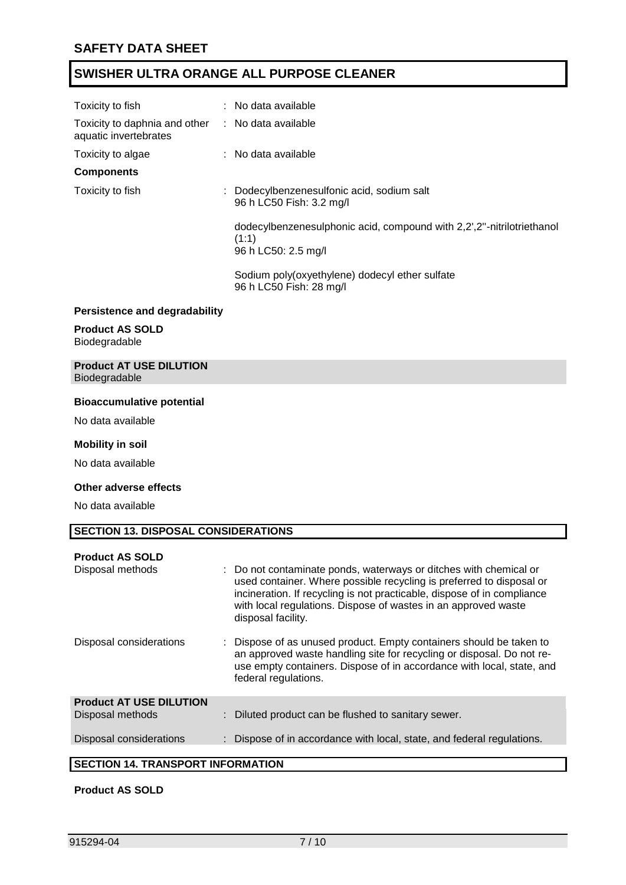| | | |
|---|---|---|
| Toxicity to fish | : | No data available |
| Toxicity to daphnia and other aquatic invertebrates | : | No data available |
| Toxicity to algae | : | No data available |

**Components**

| | | |
|---|---|---|
| Toxicity to fish | : | Dodecylbenzenesulfonic acid, sodium salt<br>96 h LC50 Fish: 3.2 mg/l<br><br>dodecylbenzenesulphonic acid, compound with 2,2',2''-nitrilotriethanol (1:1)<br>96 h LC50: 2.5 mg/l<br><br>Sodium poly(oxyethylene) dodecyl ether sulfate<br>96 h LC50 Fish: 28 mg/l |

**Persistence and degradability**

**Product AS SOLD**
Biodegradable

**Product AT USE DILUTION**
Biodegradable

**Bioaccumulative potential**

No data available

**Mobility in soil**

No data available

**Other adverse effects**

No data available

## SECTION 13. DISPOSAL CONSIDERATIONS

**Product AS SOLD**

| | | |
|---|---|---|
| Disposal methods | : | Do not contaminate ponds, waterways or ditches with chemical or used container. Where possible recycling is preferred to disposal or incineration. If recycling is not practicable, dispose of in compliance with local regulations. Dispose of wastes in an approved waste disposal facility. |
| Disposal considerations | : | Dispose of as unused product. Empty containers should be taken to an approved waste handling site for recycling or disposal. Do not re-use empty containers. Dispose of in accordance with local, state, and federal regulations. |

**Product AT USE DILUTION**

| | | |
|---|---|---|
| Disposal methods | : | Diluted product can be flushed to sanitary sewer. |
| Disposal considerations | : | Dispose of in accordance with local, state, and federal regulations. |

## SECTION 14. TRANSPORT INFORMATION

**Product AS SOLD**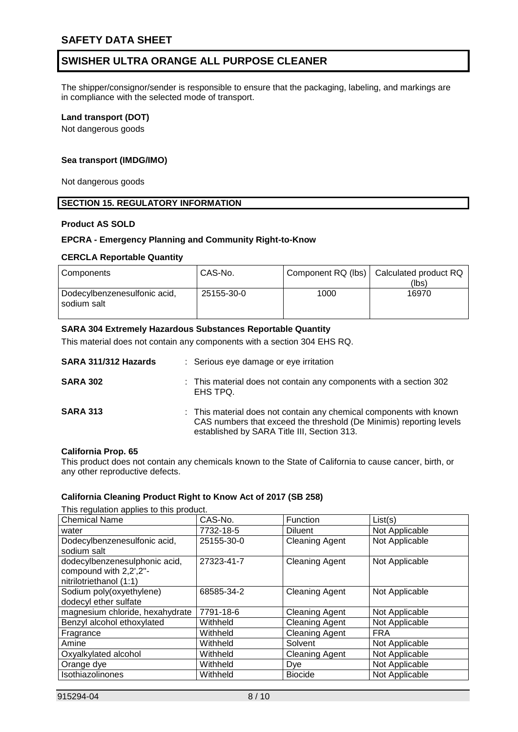The shipper/consignor/sender is responsible to ensure that the packaging, labeling, and markings are in compliance with the selected mode of transport.

**Land transport (DOT)**

Not dangerous goods

**Sea transport (IMDG/IMO)**

Not dangerous goods

## SECTION 15. REGULATORY INFORMATION

**Product AS SOLD**

**EPCRA - Emergency Planning and Community Right-to-Know**

**CERCLA Reportable Quantity**

| Components | CAS-No. | Component RQ (lbs) | Calculated product RQ (lbs) |
|---|---|---|---|
| Dodecylbenzenesulfonic acid, sodium salt | 25155-30-0 | 1000 | 16970 |

**SARA 304 Extremely Hazardous Substances Reportable Quantity**

This material does not contain any components with a section 304 EHS RQ.

**SARA 311/312 Hazards** : Serious eye damage or eye irritation

**SARA 302** : This material does not contain any components with a section 302 EHS TPQ.

**SARA 313** : This material does not contain any chemical components with known CAS numbers that exceed the threshold (De Minimis) reporting levels established by SARA Title III, Section 313.

**California Prop. 65**

This product does not contain any chemicals known to the State of California to cause cancer, birth, or any other reproductive defects.

**California Cleaning Product Right to Know Act of 2017 (SB 258)**

This regulation applies to this product.

| Chemical Name | CAS-No. | Function | List(s) |
|---|---|---|---|
| water | 7732-18-5 | Diluent | Not Applicable |
| Dodecylbenzenesulfonic acid, sodium salt | 25155-30-0 | Cleaning Agent | Not Applicable |
| dodecylbenzenesulphonic acid, compound with 2,2',2''-nitrilotriethanol (1:1) | 27323-41-7 | Cleaning Agent | Not Applicable |
| Sodium poly(oxyethylene) dodecyl ether sulfate | 68585-34-2 | Cleaning Agent | Not Applicable |
| magnesium chloride, hexahydrate | 7791-18-6 | Cleaning Agent | Not Applicable |
| Benzyl alcohol ethoxylated | Withheld | Cleaning Agent | Not Applicable |
| Fragrance | Withheld | Cleaning Agent | FRA |
| Amine | Withheld | Solvent | Not Applicable |
| Oxyalkylated alcohol | Withheld | Cleaning Agent | Not Applicable |
| Orange dye | Withheld | Dye | Not Applicable |
| Isothiazolinones | Withheld | Biocide | Not Applicable |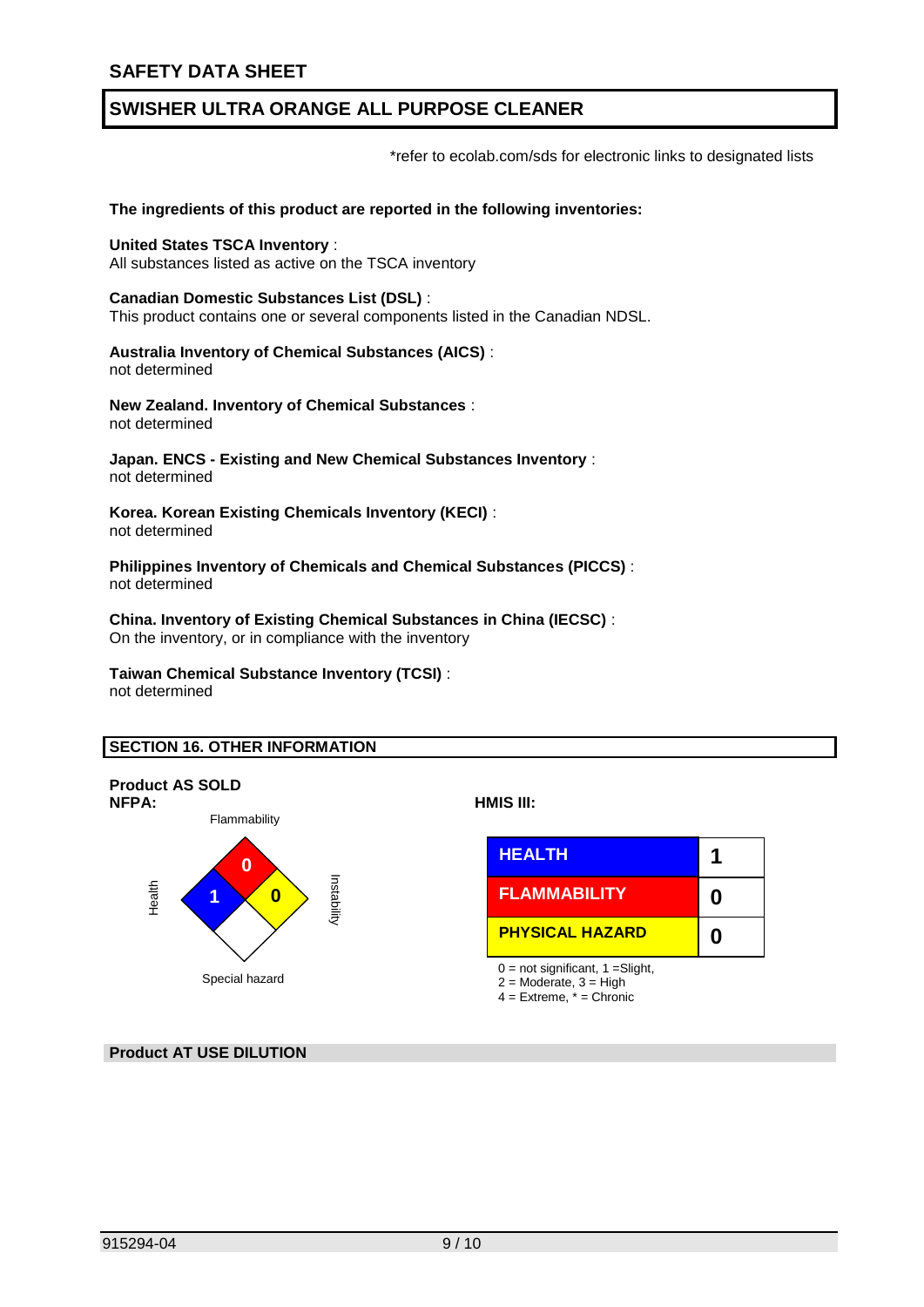## SAFETY DATA SHEET

## SWISHER ULTRA ORANGE ALL PURPOSE CLEANER

*refer to ecolab.com/sds for electronic links to designated lists

**The ingredients of this product are reported in the following inventories:**

**United States TSCA Inventory** :
All substances listed as active on the TSCA inventory

**Canadian Domestic Substances List (DSL)** :
This product contains one or several components listed in the Canadian NDSL.

**Australia Inventory of Chemical Substances (AICS)** :
not determined

**New Zealand. Inventory of Chemical Substances** :
not determined

**Japan. ENCS - Existing and New Chemical Substances Inventory** :
not determined

**Korea. Korean Existing Chemicals Inventory (KECI)** :
not determined

**Philippines Inventory of Chemicals and Chemical Substances (PICCS)** :
not determined

**China. Inventory of Existing Chemical Substances in China (IECSC)** :
On the inventory, or in compliance with the inventory

**Taiwan Chemical Substance Inventory (TCSI)** :
not determined

## SECTION 16. OTHER INFORMATION

**Product AS SOLD**

**NFPA:**

| | |
|---|---|
| Health | 1 |
| Flammability | 0 |
| Instability | 0 |
| Special hazard | |

**HMIS III:**

| | |
|---|---|
| HEALTH | 1 |
| FLAMMABILITY | 0 |
| PHYSICAL HAZARD | 0 |

0 = not significant, 1 =Slight,
2 = Moderate, 3 = High
4 = Extreme, * = Chronic

**Product AT USE DILUTION**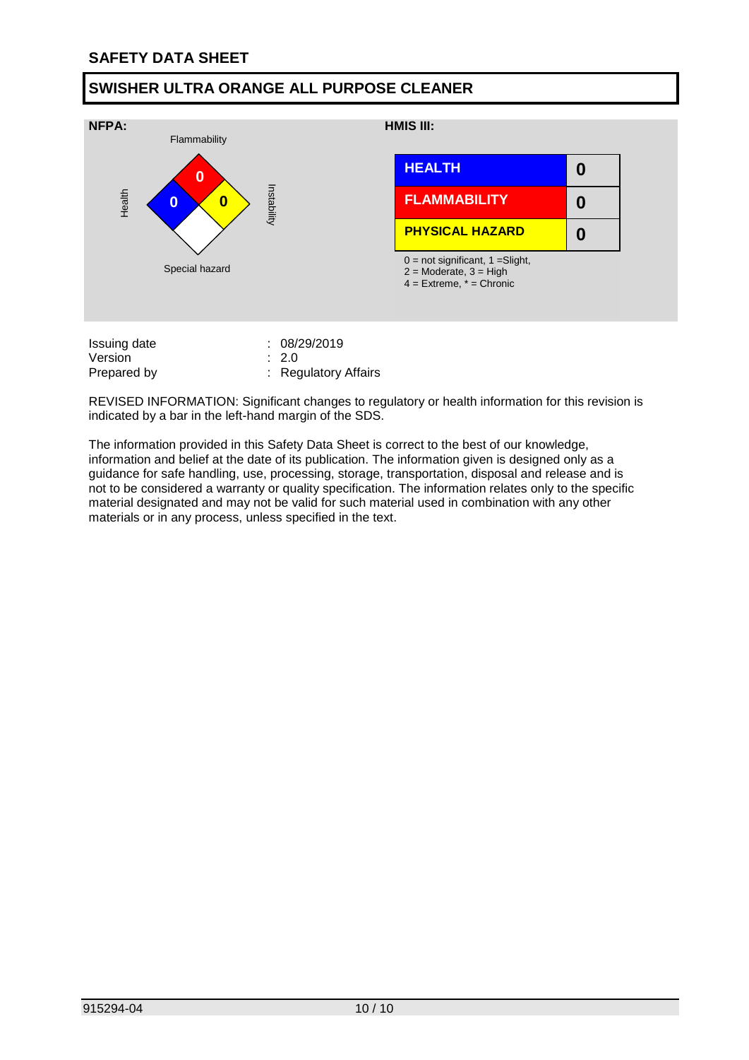## SAFETY DATA SHEET

## SWISHER ULTRA ORANGE ALL PURPOSE CLEANER

**NFPA:**

Flammability: 0

Health: 0

Instability: 0

Special hazard

**HMIS III:**

| | |
|---|---|
| **HEALTH** | **0** |
| **FLAMMABILITY** | **0** |
| **PHYSICAL HAZARD** | **0** |

0 = not significant, 1 =Slight,
2 = Moderate, 3 = High
4 = Extreme, * = Chronic

| | |
|---|---|
| Issuing date | : 08/29/2019 |
| Version | : 2.0 |
| Prepared by | : Regulatory Affairs |

REVISED INFORMATION: Significant changes to regulatory or health information for this revision is indicated by a bar in the left-hand margin of the SDS.

The information provided in this Safety Data Sheet is correct to the best of our knowledge, information and belief at the date of its publication. The information given is designed only as a guidance for safe handling, use, processing, storage, transportation, disposal and release and is not to be considered a warranty or quality specification. The information relates only to the specific material designated and may not be valid for such material used in combination with any other materials or in any process, unless specified in the text.

915294-04